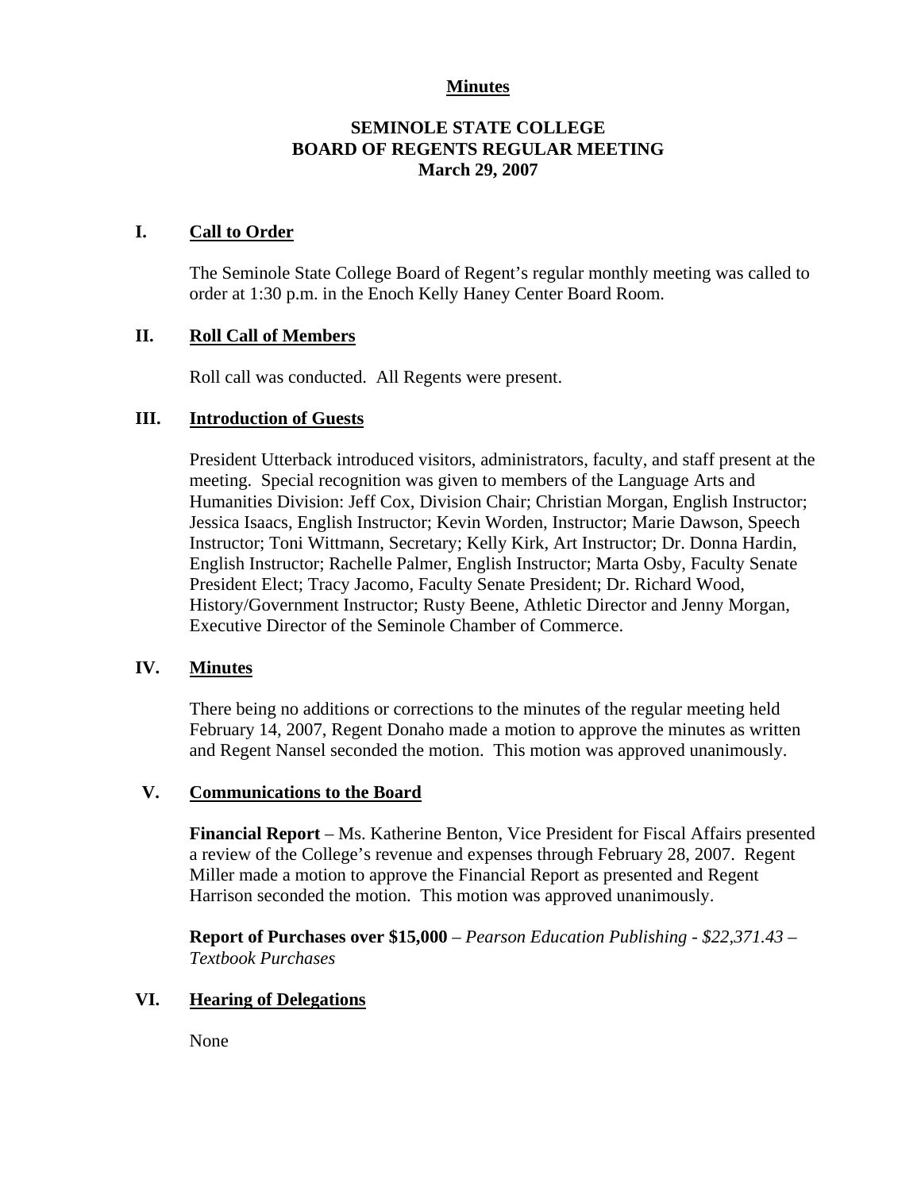**Minutes**

# SEMINOLE STATE COLLEGE
# BOARD OF REGENTS REGULAR MEETING
## March 29, 2007

## I. Call to Order

The Seminole State College Board of Regent's regular monthly meeting was called to order at 1:30 p.m. in the Enoch Kelly Haney Center Board Room.

## II. Roll Call of Members

Roll call was conducted. All Regents were present.

## III. Introduction of Guests

President Utterback introduced visitors, administrators, faculty, and staff present at the meeting. Special recognition was given to members of the Language Arts and Humanities Division: Jeff Cox, Division Chair; Christian Morgan, English Instructor; Jessica Isaacs, English Instructor; Kevin Worden, Instructor; Marie Dawson, Speech Instructor; Toni Wittmann, Secretary; Kelly Kirk, Art Instructor; Dr. Donna Hardin, English Instructor; Rachelle Palmer, English Instructor; Marta Osby, Faculty Senate President Elect; Tracy Jacomo, Faculty Senate President; Dr. Richard Wood, History/Government Instructor; Rusty Beene, Athletic Director and Jenny Morgan, Executive Director of the Seminole Chamber of Commerce.

## IV. Minutes

There being no additions or corrections to the minutes of the regular meeting held February 14, 2007, Regent Donaho made a motion to approve the minutes as written and Regent Nansel seconded the motion. This motion was approved unanimously.

## V. Communications to the Board

**Financial Report** – Ms. Katherine Benton, Vice President for Fiscal Affairs presented a review of the College's revenue and expenses through February 28, 2007. Regent Miller made a motion to approve the Financial Report as presented and Regent Harrison seconded the motion. This motion was approved unanimously.

**Report of Purchases over $15,000** – *Pearson Education Publishing - $22,371.43 – Textbook Purchases*

## VI. Hearing of Delegations

None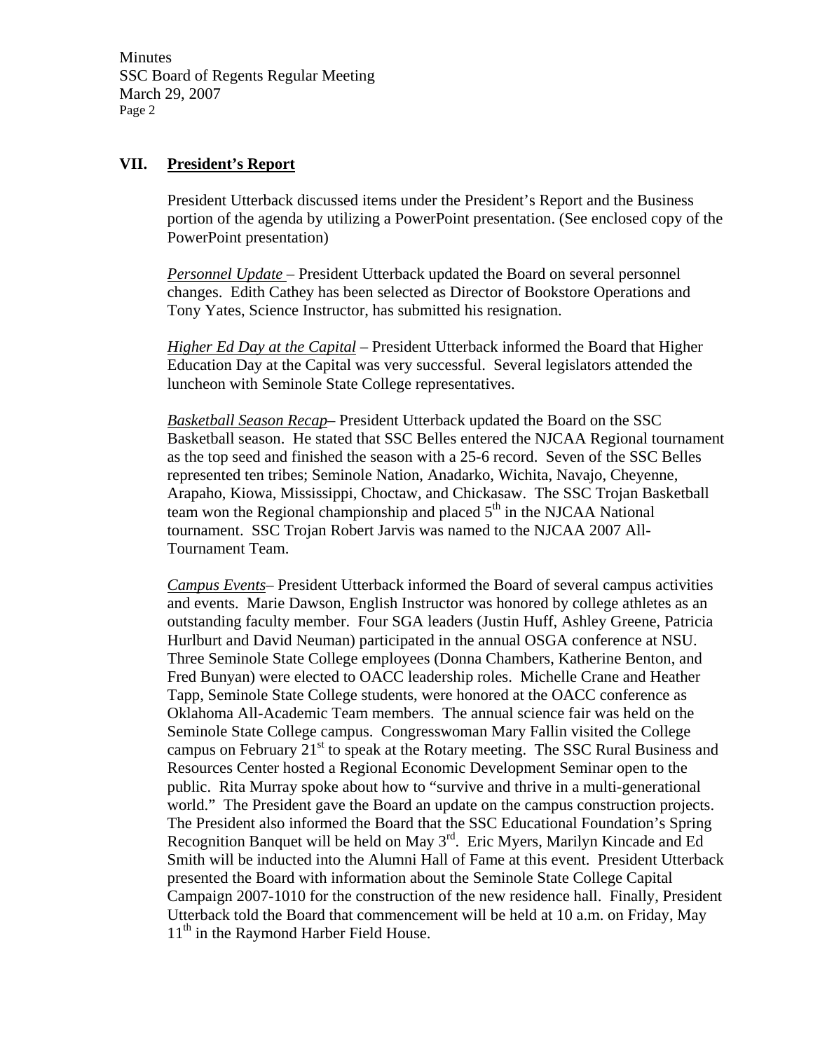## VII. President's Report

President Utterback discussed items under the President's Report and the Business portion of the agenda by utilizing a PowerPoint presentation. (See enclosed copy of the PowerPoint presentation)

*Personnel Update* – President Utterback updated the Board on several personnel changes. Edith Cathey has been selected as Director of Bookstore Operations and Tony Yates, Science Instructor, has submitted his resignation.

*Higher Ed Day at the Capital* – President Utterback informed the Board that Higher Education Day at the Capital was very successful. Several legislators attended the luncheon with Seminole State College representatives.

*Basketball Season Recap*– President Utterback updated the Board on the SSC Basketball season. He stated that SSC Belles entered the NJCAA Regional tournament as the top seed and finished the season with a 25-6 record. Seven of the SSC Belles represented ten tribes; Seminole Nation, Anadarko, Wichita, Navajo, Cheyenne, Arapaho, Kiowa, Mississippi, Choctaw, and Chickasaw. The SSC Trojan Basketball team won the Regional championship and placed 5th in the NJCAA National tournament. SSC Trojan Robert Jarvis was named to the NJCAA 2007 All-Tournament Team.

*Campus Events*– President Utterback informed the Board of several campus activities and events. Marie Dawson, English Instructor was honored by college athletes as an outstanding faculty member. Four SGA leaders (Justin Huff, Ashley Greene, Patricia Hurlburt and David Neuman) participated in the annual OSGA conference at NSU. Three Seminole State College employees (Donna Chambers, Katherine Benton, and Fred Bunyan) were elected to OACC leadership roles. Michelle Crane and Heather Tapp, Seminole State College students, were honored at the OACC conference as Oklahoma All-Academic Team members. The annual science fair was held on the Seminole State College campus. Congresswoman Mary Fallin visited the College campus on February 21st to speak at the Rotary meeting. The SSC Rural Business and Resources Center hosted a Regional Economic Development Seminar open to the public. Rita Murray spoke about how to "survive and thrive in a multi-generational world." The President gave the Board an update on the campus construction projects. The President also informed the Board that the SSC Educational Foundation's Spring Recognition Banquet will be held on May 3rd. Eric Myers, Marilyn Kincade and Ed Smith will be inducted into the Alumni Hall of Fame at this event. President Utterback presented the Board with information about the Seminole State College Capital Campaign 2007-1010 for the construction of the new residence hall. Finally, President Utterback told the Board that commencement will be held at 10 a.m. on Friday, May 11th in the Raymond Harber Field House.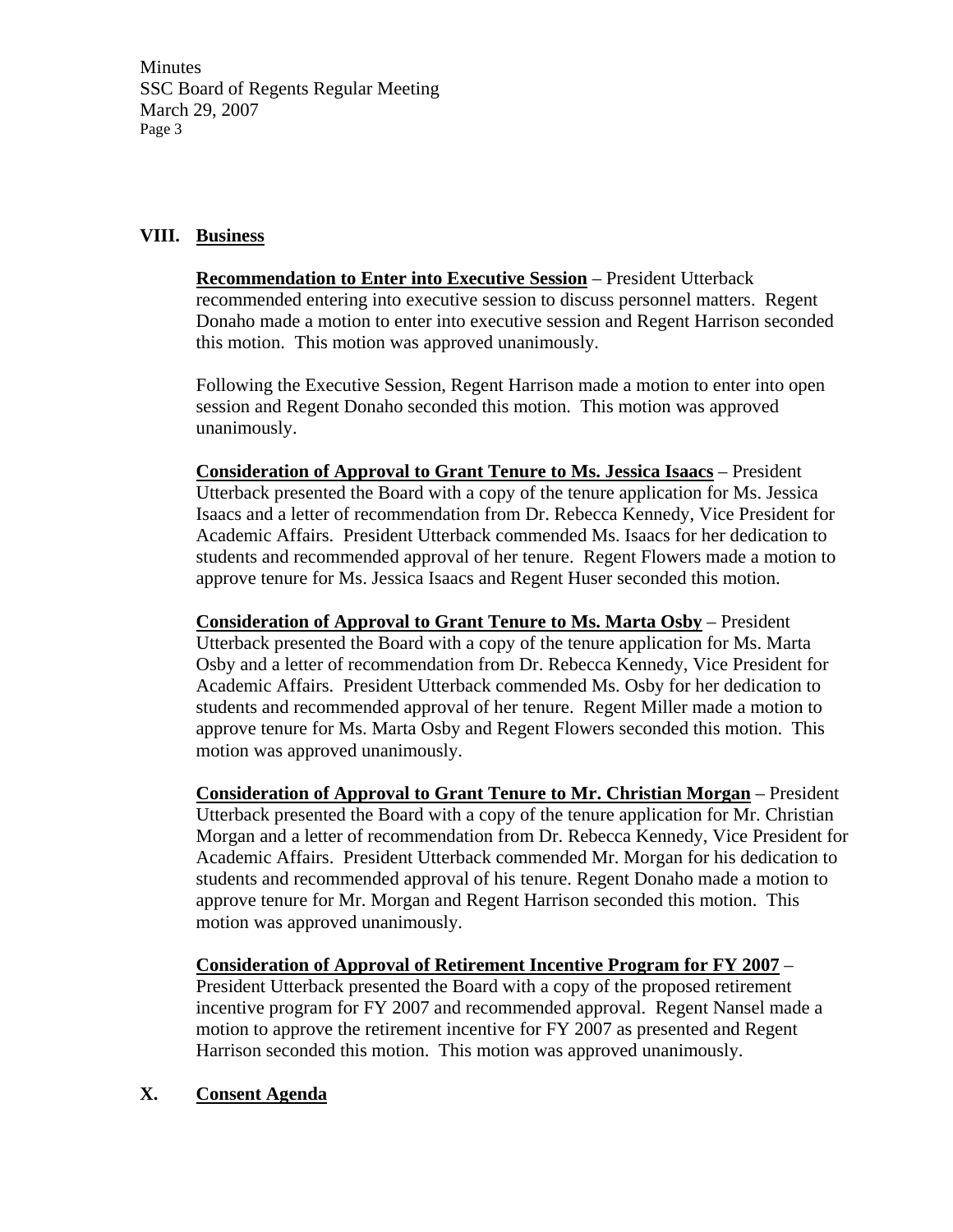## VIII. Business

**Recommendation to Enter into Executive Session** – President Utterback recommended entering into executive session to discuss personnel matters. Regent Donaho made a motion to enter into executive session and Regent Harrison seconded this motion. This motion was approved unanimously.

Following the Executive Session, Regent Harrison made a motion to enter into open session and Regent Donaho seconded this motion. This motion was approved unanimously.

**Consideration of Approval to Grant Tenure to Ms. Jessica Isaacs** – President Utterback presented the Board with a copy of the tenure application for Ms. Jessica Isaacs and a letter of recommendation from Dr. Rebecca Kennedy, Vice President for Academic Affairs. President Utterback commended Ms. Isaacs for her dedication to students and recommended approval of her tenure. Regent Flowers made a motion to approve tenure for Ms. Jessica Isaacs and Regent Huser seconded this motion.

**Consideration of Approval to Grant Tenure to Ms. Marta Osby** – President Utterback presented the Board with a copy of the tenure application for Ms. Marta Osby and a letter of recommendation from Dr. Rebecca Kennedy, Vice President for Academic Affairs. President Utterback commended Ms. Osby for her dedication to students and recommended approval of her tenure. Regent Miller made a motion to approve tenure for Ms. Marta Osby and Regent Flowers seconded this motion. This motion was approved unanimously.

**Consideration of Approval to Grant Tenure to Mr. Christian Morgan** – President Utterback presented the Board with a copy of the tenure application for Mr. Christian Morgan and a letter of recommendation from Dr. Rebecca Kennedy, Vice President for Academic Affairs. President Utterback commended Mr. Morgan for his dedication to students and recommended approval of his tenure. Regent Donaho made a motion to approve tenure for Mr. Morgan and Regent Harrison seconded this motion. This motion was approved unanimously.

**Consideration of Approval of Retirement Incentive Program for FY 2007** – President Utterback presented the Board with a copy of the proposed retirement incentive program for FY 2007 and recommended approval. Regent Nansel made a motion to approve the retirement incentive for FY 2007 as presented and Regent Harrison seconded this motion. This motion was approved unanimously.

## X. Consent Agenda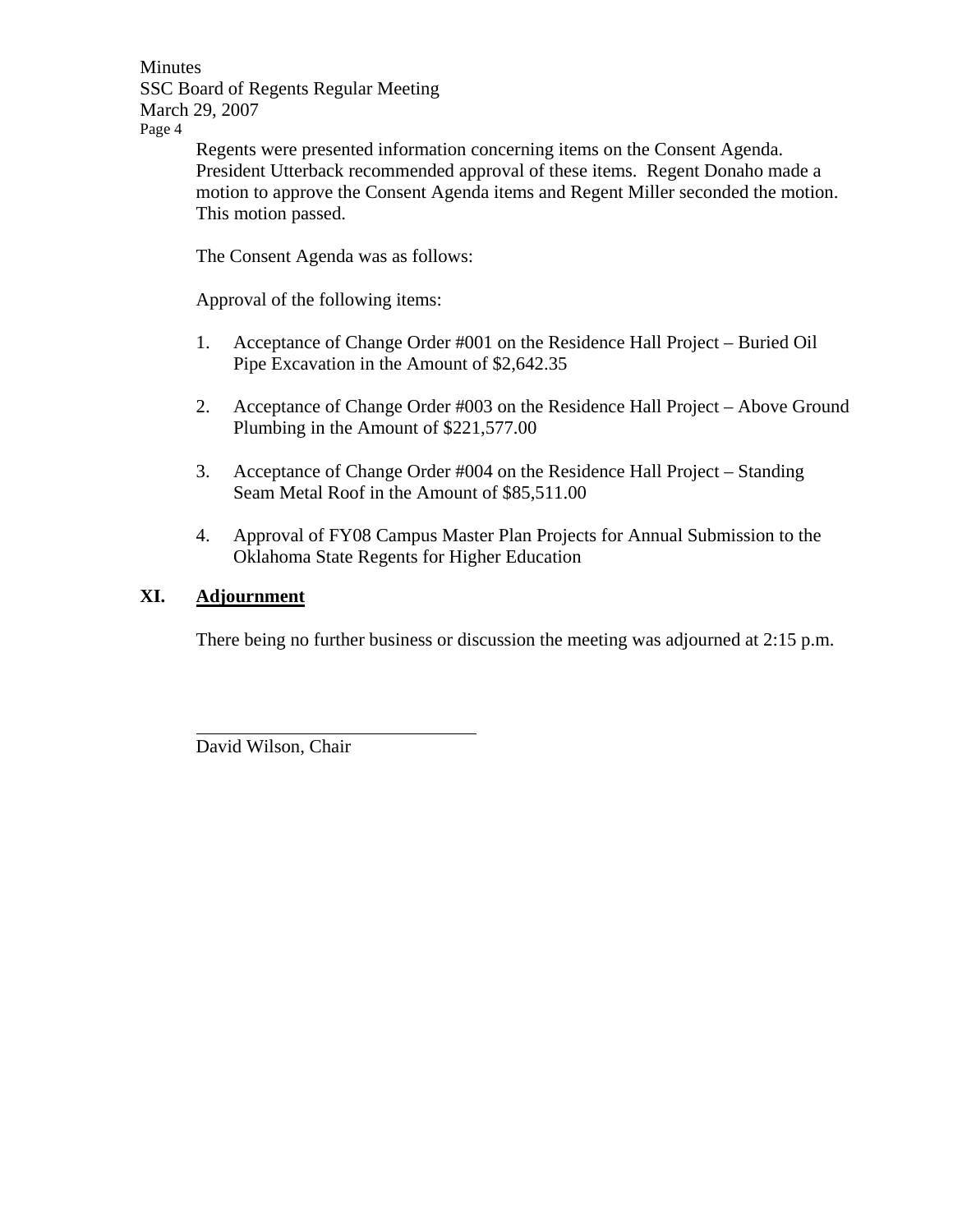Regents were presented information concerning items on the Consent Agenda. President Utterback recommended approval of these items. Regent Donaho made a motion to approve the Consent Agenda items and Regent Miller seconded the motion. This motion passed.

The Consent Agenda was as follows:

Approval of the following items:

1. Acceptance of Change Order #001 on the Residence Hall Project – Buried Oil Pipe Excavation in the Amount of $2,642.35

2. Acceptance of Change Order #003 on the Residence Hall Project – Above Ground Plumbing in the Amount of $221,577.00

3. Acceptance of Change Order #004 on the Residence Hall Project – Standing Seam Metal Roof in the Amount of $85,511.00

4. Approval of FY08 Campus Master Plan Projects for Annual Submission to the Oklahoma State Regents for Higher Education

## XI. Adjournment

There being no further business or discussion the meeting was adjourned at 2:15 p.m.

\_\_\_\_\_\_\_\_\_\_\_\_\_\_\_\_\_\_\_\_\_\_\_\_\_\_\_\_\_\_

David Wilson, Chair